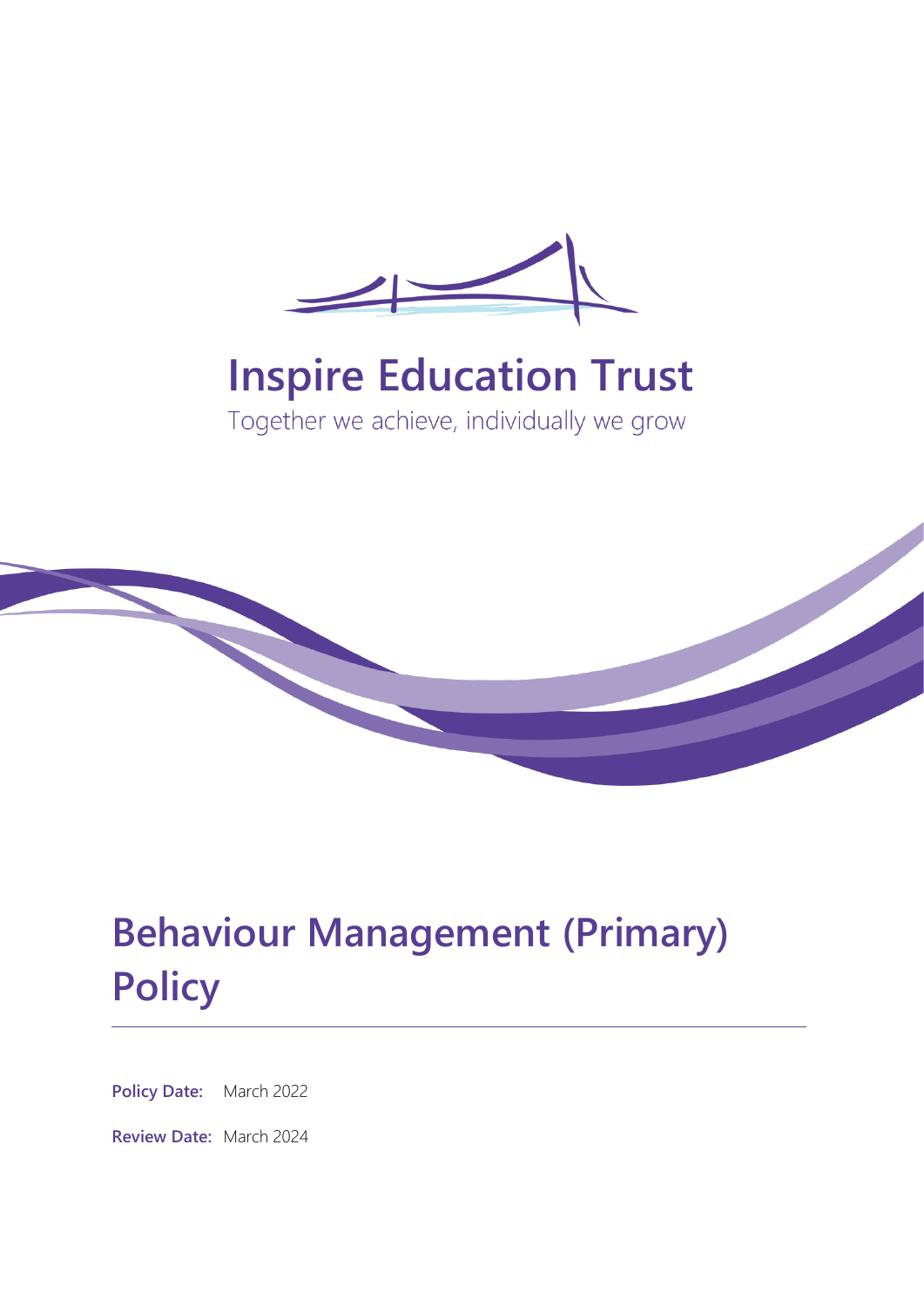Inspire Education Trust

Together we achieve, individually we grow

# Behaviour Management (Primary) Policy

**Policy Date:** March 2022

**Review Date:** March 2024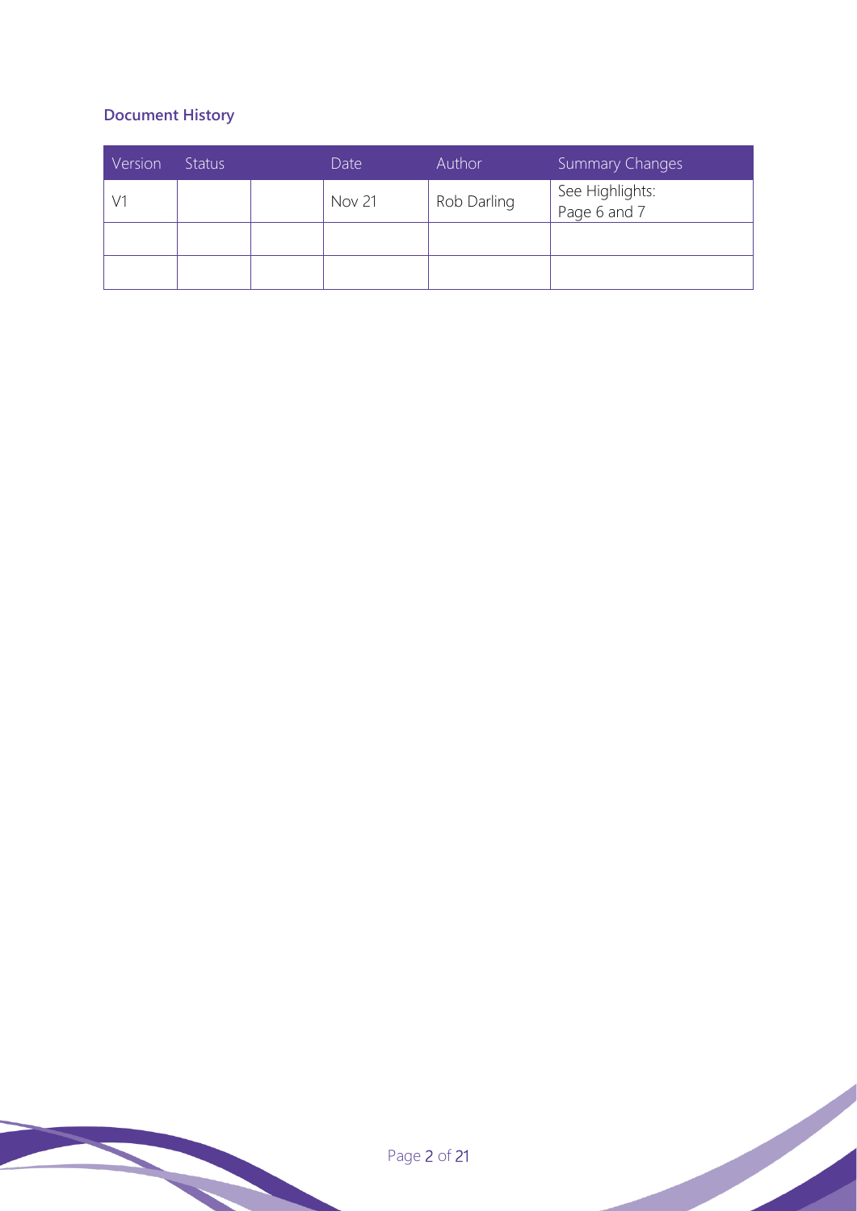**Document History**

| Version | Status | | Date | Author | Summary Changes |
|---|---|---|---|---|---|
| V1 | | | Nov 21 | Rob Darling | See Highlights: Page 6 and 7 |
| | | | | | |
| | | | | | |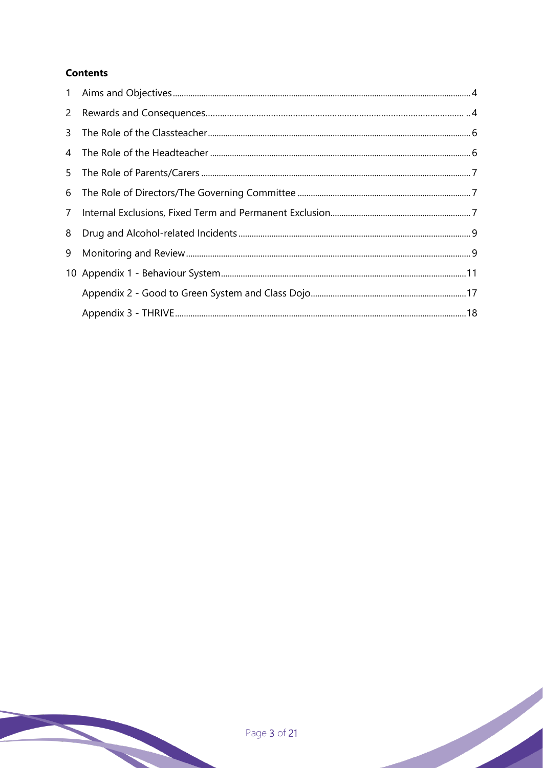**Contents**

1 Aims and Objectives ... 4
2 Rewards and Consequences ... 4
3 The Role of the Classteacher ... 6
4 The Role of the Headteacher ... 6
5 The Role of Parents/Carers ... 7
6 The Role of Directors/The Governing Committee ... 7
7 Internal Exclusions, Fixed Term and Permanent Exclusion ... 7
8 Drug and Alcohol-related Incidents ... 9
9 Monitoring and Review ... 9
10 Appendix 1 - Behaviour System ... 11
Appendix 2 - Good to Green System and Class Dojo ... 17
Appendix 3 - THRIVE ... 18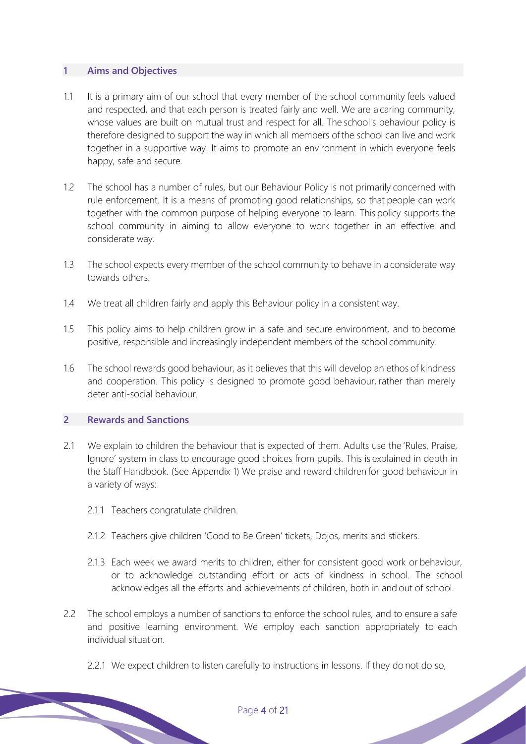## 1 Aims and Objectives

1.1 It is a primary aim of our school that every member of the school community feels valued and respected, and that each person is treated fairly and well. We are a caring community, whose values are built on mutual trust and respect for all. The school's behaviour policy is therefore designed to support the way in which all members of the school can live and work together in a supportive way. It aims to promote an environment in which everyone feels happy, safe and secure.

1.2 The school has a number of rules, but our Behaviour Policy is not primarily concerned with rule enforcement. It is a means of promoting good relationships, so that people can work together with the common purpose of helping everyone to learn. This policy supports the school community in aiming to allow everyone to work together in an effective and considerate way.

1.3 The school expects every member of the school community to behave in a considerate way towards others.

1.4 We treat all children fairly and apply this Behaviour policy in a consistent way.

1.5 This policy aims to help children grow in a safe and secure environment, and to become positive, responsible and increasingly independent members of the school community.

1.6 The school rewards good behaviour, as it believes that this will develop an ethos of kindness and cooperation. This policy is designed to promote good behaviour, rather than merely deter anti-social behaviour.

## 2 Rewards and Sanctions

2.1 We explain to children the behaviour that is expected of them. Adults use the 'Rules, Praise, Ignore' system in class to encourage good choices from pupils. This is explained in depth in the Staff Handbook. (See Appendix 1) We praise and reward children for good behaviour in a variety of ways:

2.1.1 Teachers congratulate children.

2.1.2 Teachers give children 'Good to Be Green' tickets, Dojos, merits and stickers.

2.1.3 Each week we award merits to children, either for consistent good work or behaviour, or to acknowledge outstanding effort or acts of kindness in school. The school acknowledges all the efforts and achievements of children, both in and out of school.

2.2 The school employs a number of sanctions to enforce the school rules, and to ensure a safe and positive learning environment. We employ each sanction appropriately to each individual situation.

2.2.1 We expect children to listen carefully to instructions in lessons. If they do not do so,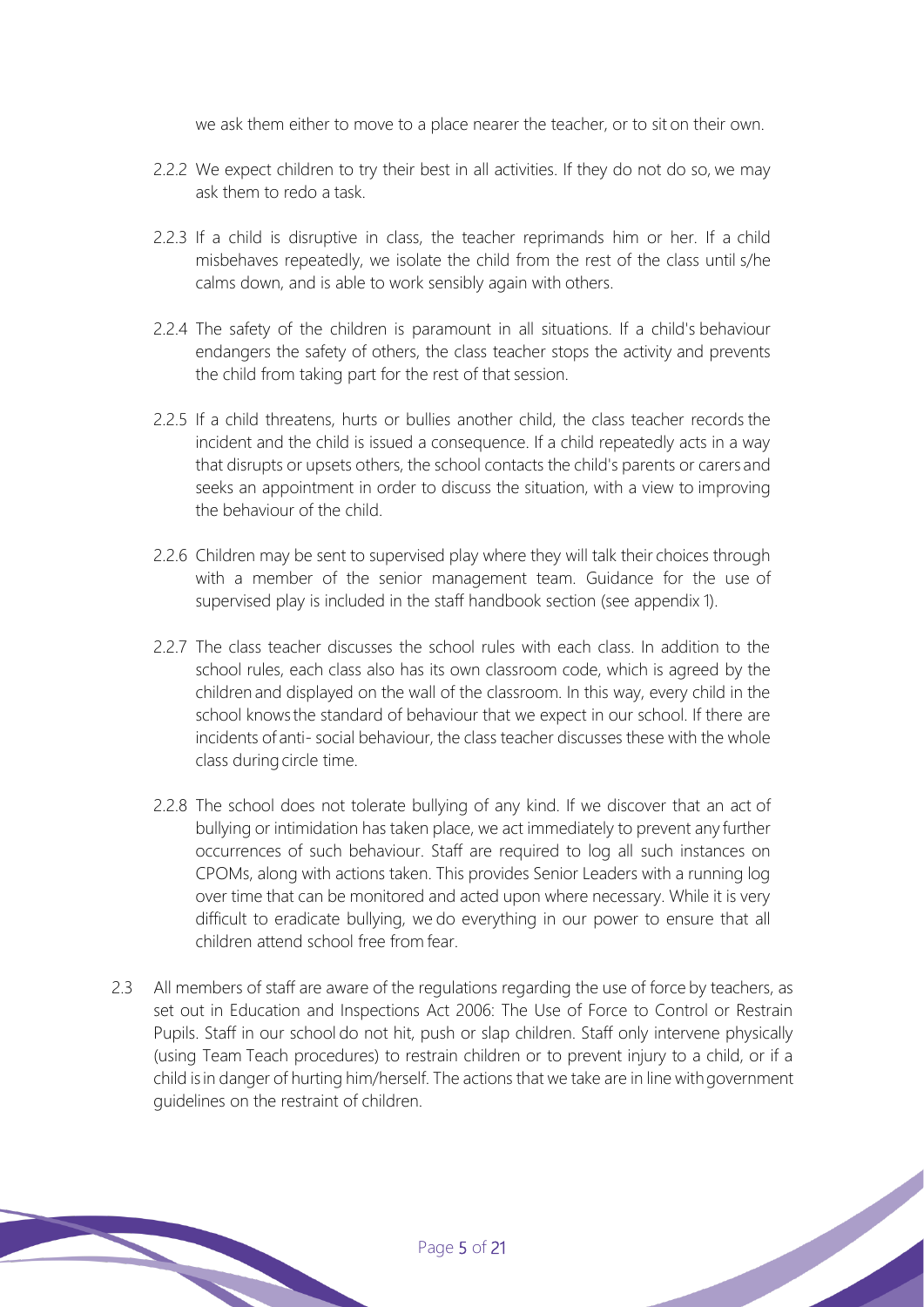we ask them either to move to a place nearer the teacher, or to sit on their own.

2.2.2 We expect children to try their best in all activities. If they do not do so, we may ask them to redo a task.

2.2.3 If a child is disruptive in class, the teacher reprimands him or her. If a child misbehaves repeatedly, we isolate the child from the rest of the class until s/he calms down, and is able to work sensibly again with others.

2.2.4 The safety of the children is paramount in all situations. If a child's behaviour endangers the safety of others, the class teacher stops the activity and prevents the child from taking part for the rest of that session.

2.2.5 If a child threatens, hurts or bullies another child, the class teacher records the incident and the child is issued a consequence. If a child repeatedly acts in a way that disrupts or upsets others, the school contacts the child's parents or carers and seeks an appointment in order to discuss the situation, with a view to improving the behaviour of the child.

2.2.6 Children may be sent to supervised play where they will talk their choices through with a member of the senior management team. Guidance for the use of supervised play is included in the staff handbook section (see appendix 1).

2.2.7 The class teacher discusses the school rules with each class. In addition to the school rules, each class also has its own classroom code, which is agreed by the children and displayed on the wall of the classroom. In this way, every child in the school knows the standard of behaviour that we expect in our school. If there are incidents of anti- social behaviour, the class teacher discusses these with the whole class during circle time.

2.2.8 The school does not tolerate bullying of any kind. If we discover that an act of bullying or intimidation has taken place, we act immediately to prevent any further occurrences of such behaviour. Staff are required to log all such instances on CPOMs, along with actions taken. This provides Senior Leaders with a running log over time that can be monitored and acted upon where necessary. While it is very difficult to eradicate bullying, we do everything in our power to ensure that all children attend school free from fear.

2.3 All members of staff are aware of the regulations regarding the use of force by teachers, as set out in Education and Inspections Act 2006: The Use of Force to Control or Restrain Pupils. Staff in our school do not hit, push or slap children. Staff only intervene physically (using Team Teach procedures) to restrain children or to prevent injury to a child, or if a child is in danger of hurting him/herself. The actions that we take are in line with government guidelines on the restraint of children.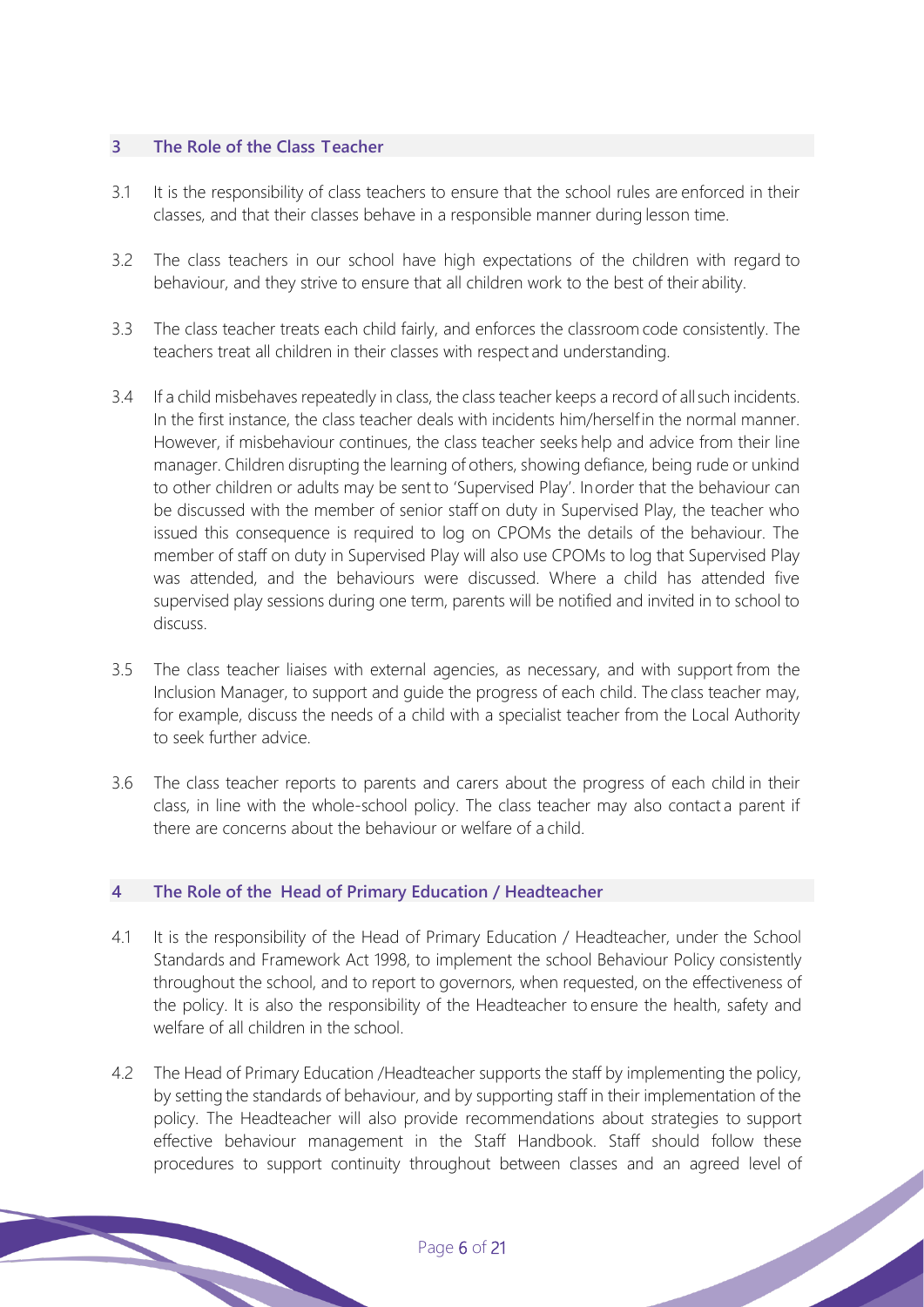## 3 The Role of the Class Teacher

3.1 It is the responsibility of class teachers to ensure that the school rules are enforced in their classes, and that their classes behave in a responsible manner during lesson time.

3.2 The class teachers in our school have high expectations of the children with regard to behaviour, and they strive to ensure that all children work to the best of their ability.

3.3 The class teacher treats each child fairly, and enforces the classroom code consistently. The teachers treat all children in their classes with respect and understanding.

3.4 If a child misbehaves repeatedly in class, the class teacher keeps a record of all such incidents. In the first instance, the class teacher deals with incidents him/herself in the normal manner. However, if misbehaviour continues, the class teacher seeks help and advice from their line manager. Children disrupting the learning of others, showing defiance, being rude or unkind to other children or adults may be sent to 'Supervised Play'. In order that the behaviour can be discussed with the member of senior staff on duty in Supervised Play, the teacher who issued this consequence is required to log on CPOMs the details of the behaviour. The member of staff on duty in Supervised Play will also use CPOMs to log that Supervised Play was attended, and the behaviours were discussed. Where a child has attended five supervised play sessions during one term, parents will be notified and invited in to school to discuss.

3.5 The class teacher liaises with external agencies, as necessary, and with support from the Inclusion Manager, to support and guide the progress of each child. The class teacher may, for example, discuss the needs of a child with a specialist teacher from the Local Authority to seek further advice.

3.6 The class teacher reports to parents and carers about the progress of each child in their class, in line with the whole-school policy. The class teacher may also contact a parent if there are concerns about the behaviour or welfare of a child.

## 4 The Role of the Head of Primary Education / Headteacher

4.1 It is the responsibility of the Head of Primary Education / Headteacher, under the School Standards and Framework Act 1998, to implement the school Behaviour Policy consistently throughout the school, and to report to governors, when requested, on the effectiveness of the policy. It is also the responsibility of the Headteacher to ensure the health, safety and welfare of all children in the school.

4.2 The Head of Primary Education /Headteacher supports the staff by implementing the policy, by setting the standards of behaviour, and by supporting staff in their implementation of the policy. The Headteacher will also provide recommendations about strategies to support effective behaviour management in the Staff Handbook. Staff should follow these procedures to support continuity throughout between classes and an agreed level of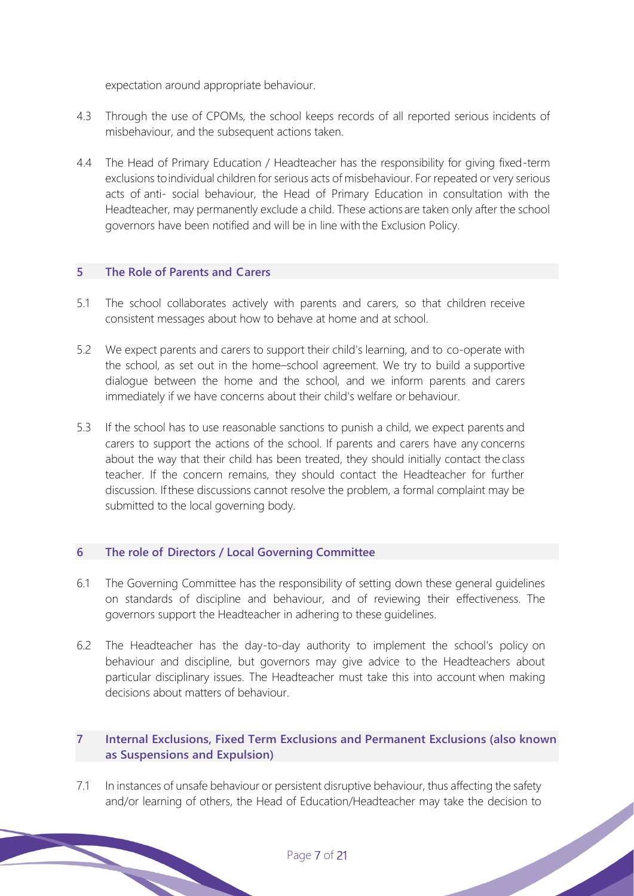expectation around appropriate behaviour.

4.3 Through the use of CPOMs, the school keeps records of all reported serious incidents of misbehaviour, and the subsequent actions taken.

4.4 The Head of Primary Education / Headteacher has the responsibility for giving fixed-term exclusions toindividual children for serious acts of misbehaviour. For repeated or very serious acts of anti- social behaviour, the Head of Primary Education in consultation with the Headteacher, may permanently exclude a child. These actions are taken only after the school governors have been notified and will be in line with the Exclusion Policy.

## 5 The Role of Parents and Carers

5.1 The school collaborates actively with parents and carers, so that children receive consistent messages about how to behave at home and at school.

5.2 We expect parents and carers to support their child's learning, and to co-operate with the school, as set out in the home–school agreement. We try to build a supportive dialogue between the home and the school, and we inform parents and carers immediately if we have concerns about their child's welfare or behaviour.

5.3 If the school has to use reasonable sanctions to punish a child, we expect parents and carers to support the actions of the school. If parents and carers have any concerns about the way that their child has been treated, they should initially contact the class teacher. If the concern remains, they should contact the Headteacher for further discussion. Ifthese discussions cannot resolve the problem, a formal complaint may be submitted to the local governing body.

## 6 The role of Directors / Local Governing Committee

6.1 The Governing Committee has the responsibility of setting down these general guidelines on standards of discipline and behaviour, and of reviewing their effectiveness. The governors support the Headteacher in adhering to these guidelines.

6.2 The Headteacher has the day-to-day authority to implement the school's policy on behaviour and discipline, but governors may give advice to the Headteachers about particular disciplinary issues. The Headteacher must take this into account when making decisions about matters of behaviour.

## 7 Internal Exclusions, Fixed Term Exclusions and Permanent Exclusions (also known as Suspensions and Expulsion)

7.1 In instances of unsafe behaviour or persistent disruptive behaviour, thus affecting the safety and/or learning of others, the Head of Education/Headteacher may take the decision to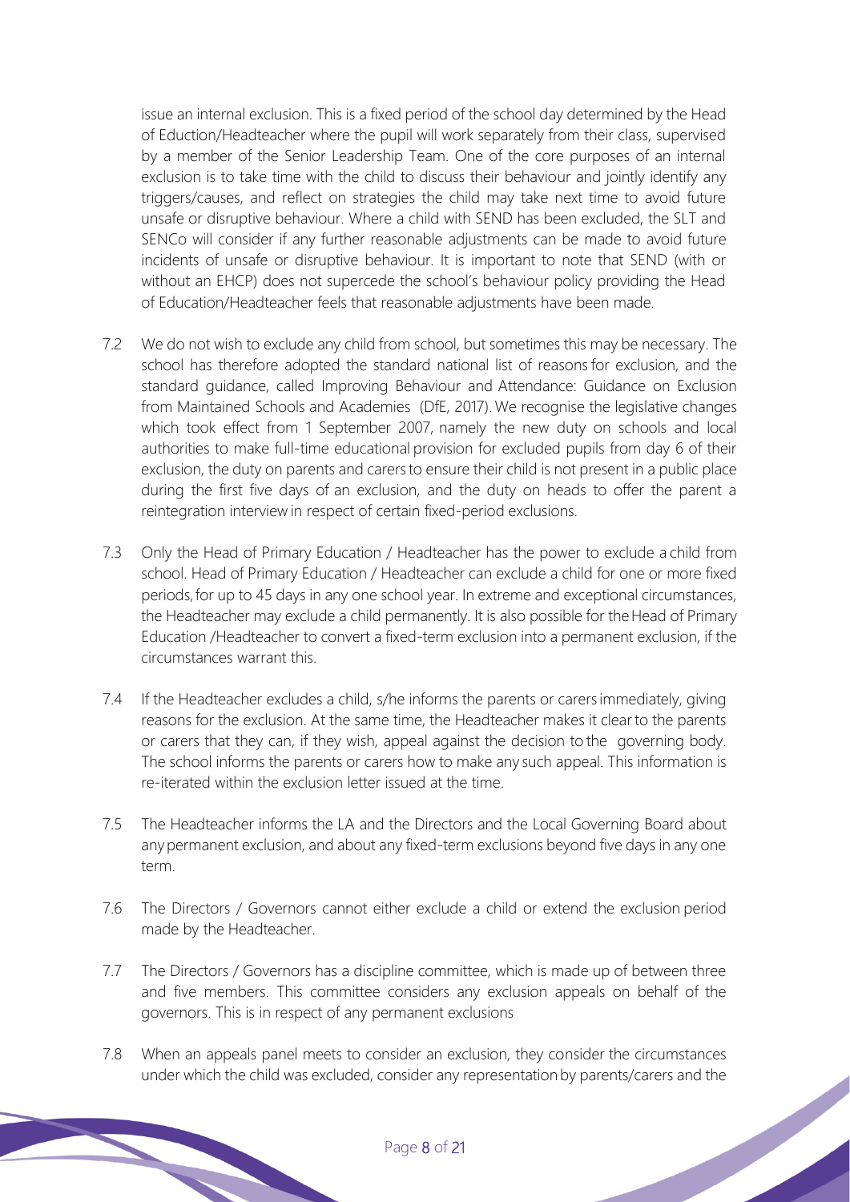issue an internal exclusion. This is a fixed period of the school day determined by the Head of Eduction/Headteacher where the pupil will work separately from their class, supervised by a member of the Senior Leadership Team. One of the core purposes of an internal exclusion is to take time with the child to discuss their behaviour and jointly identify any triggers/causes, and reflect on strategies the child may take next time to avoid future unsafe or disruptive behaviour. Where a child with SEND has been excluded, the SLT and SENCo will consider if any further reasonable adjustments can be made to avoid future incidents of unsafe or disruptive behaviour. It is important to note that SEND (with or without an EHCP) does not supercede the school's behaviour policy providing the Head of Education/Headteacher feels that reasonable adjustments have been made.

7.2 We do not wish to exclude any child from school, but sometimes this may be necessary. The school has therefore adopted the standard national list of reasons for exclusion, and the standard guidance, called Improving Behaviour and Attendance: Guidance on Exclusion from Maintained Schools and Academies (DfE, 2017). We recognise the legislative changes which took effect from 1 September 2007, namely the new duty on schools and local authorities to make full-time educational provision for excluded pupils from day 6 of their exclusion, the duty on parents and carers to ensure their child is not present in a public place during the first five days of an exclusion, and the duty on heads to offer the parent a reintegration interview in respect of certain fixed-period exclusions.

7.3 Only the Head of Primary Education / Headteacher has the power to exclude a child from school. Head of Primary Education / Headteacher can exclude a child for one or more fixed periods, for up to 45 days in any one school year. In extreme and exceptional circumstances, the Headteacher may exclude a child permanently. It is also possible for the Head of Primary Education /Headteacher to convert a fixed-term exclusion into a permanent exclusion, if the circumstances warrant this.

7.4 If the Headteacher excludes a child, s/he informs the parents or carers immediately, giving reasons for the exclusion. At the same time, the Headteacher makes it clear to the parents or carers that they can, if they wish, appeal against the decision to the governing body. The school informs the parents or carers how to make any such appeal. This information is re-iterated within the exclusion letter issued at the time.

7.5 The Headteacher informs the LA and the Directors and the Local Governing Board about any permanent exclusion, and about any fixed-term exclusions beyond five days in any one term.

7.6 The Directors / Governors cannot either exclude a child or extend the exclusion period made by the Headteacher.

7.7 The Directors / Governors has a discipline committee, which is made up of between three and five members. This committee considers any exclusion appeals on behalf of the governors. This is in respect of any permanent exclusions

7.8 When an appeals panel meets to consider an exclusion, they consider the circumstances under which the child was excluded, consider any representation by parents/carers and the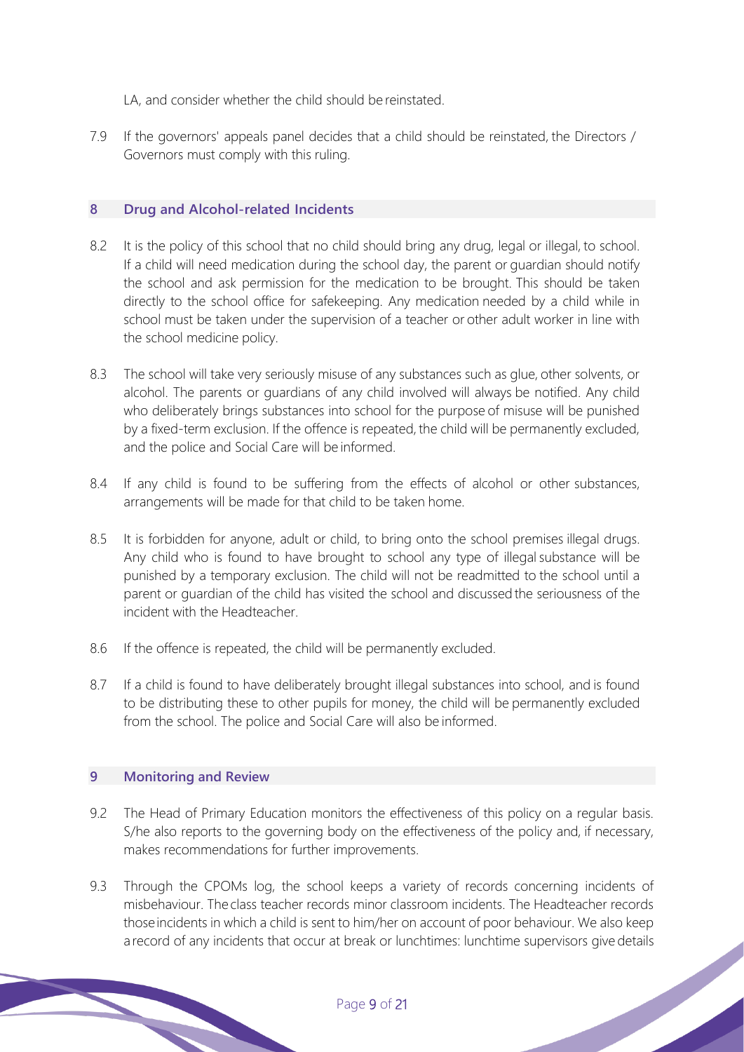LA, and consider whether the child should be reinstated.

7.9 If the governors' appeals panel decides that a child should be reinstated, the Directors / Governors must comply with this ruling.

## 8 Drug and Alcohol-related Incidents

8.2 It is the policy of this school that no child should bring any drug, legal or illegal, to school. If a child will need medication during the school day, the parent or guardian should notify the school and ask permission for the medication to be brought. This should be taken directly to the school office for safekeeping. Any medication needed by a child while in school must be taken under the supervision of a teacher or other adult worker in line with the school medicine policy.

8.3 The school will take very seriously misuse of any substances such as glue, other solvents, or alcohol. The parents or guardians of any child involved will always be notified. Any child who deliberately brings substances into school for the purpose of misuse will be punished by a fixed-term exclusion. If the offence is repeated, the child will be permanently excluded, and the police and Social Care will be informed.

8.4 If any child is found to be suffering from the effects of alcohol or other substances, arrangements will be made for that child to be taken home.

8.5 It is forbidden for anyone, adult or child, to bring onto the school premises illegal drugs. Any child who is found to have brought to school any type of illegal substance will be punished by a temporary exclusion. The child will not be readmitted to the school until a parent or guardian of the child has visited the school and discussed the seriousness of the incident with the Headteacher.

8.6 If the offence is repeated, the child will be permanently excluded.

8.7 If a child is found to have deliberately brought illegal substances into school, and is found to be distributing these to other pupils for money, the child will be permanently excluded from the school. The police and Social Care will also be informed.

## 9 Monitoring and Review

9.2 The Head of Primary Education monitors the effectiveness of this policy on a regular basis. S/he also reports to the governing body on the effectiveness of the policy and, if necessary, makes recommendations for further improvements.

9.3 Through the CPOMs log, the school keeps a variety of records concerning incidents of misbehaviour. The class teacher records minor classroom incidents. The Headteacher records those incidents in which a child is sent to him/her on account of poor behaviour. We also keep a record of any incidents that occur at break or lunchtimes: lunchtime supervisors give details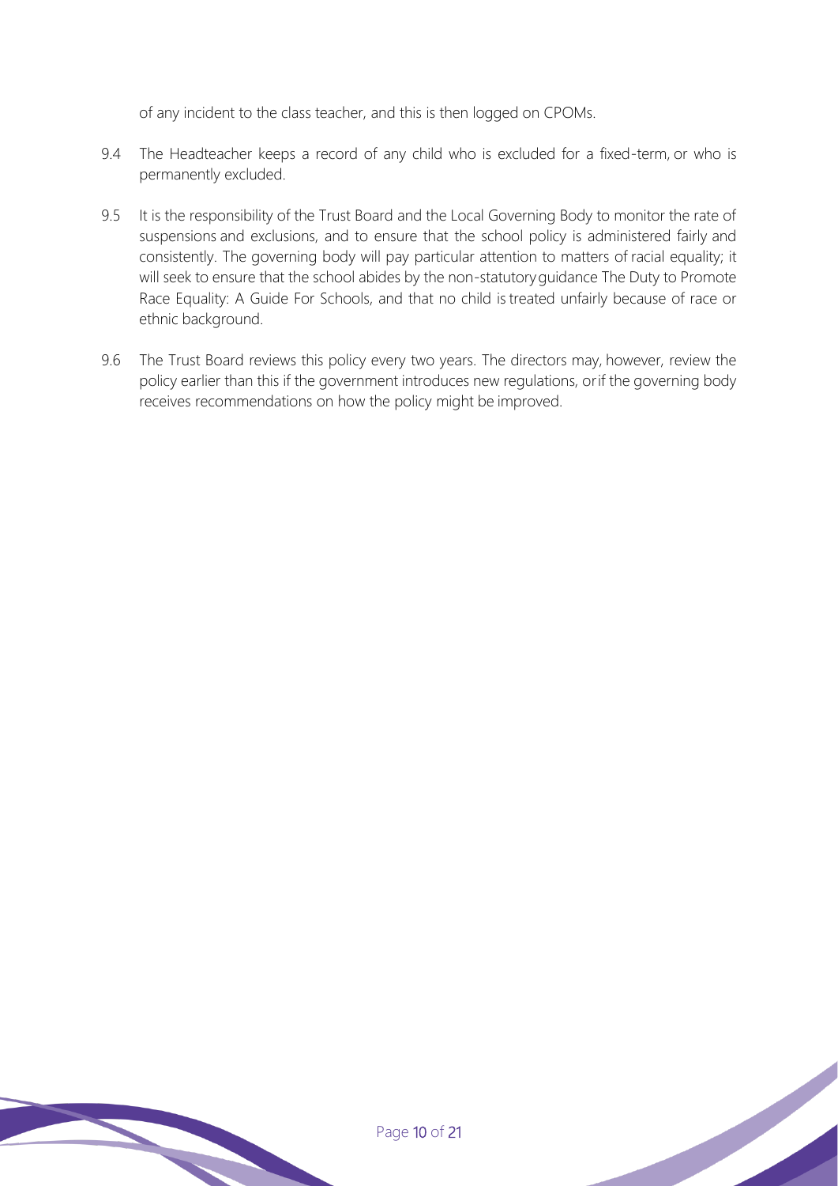of any incident to the class teacher, and this is then logged on CPOMs.

9.4 The Headteacher keeps a record of any child who is excluded for a fixed-term, or who is permanently excluded.

9.5 It is the responsibility of the Trust Board and the Local Governing Body to monitor the rate of suspensions and exclusions, and to ensure that the school policy is administered fairly and consistently. The governing body will pay particular attention to matters of racial equality; it will seek to ensure that the school abides by the non-statutory guidance The Duty to Promote Race Equality: A Guide For Schools, and that no child is treated unfairly because of race or ethnic background.

9.6 The Trust Board reviews this policy every two years. The directors may, however, review the policy earlier than this if the government introduces new regulations, or if the governing body receives recommendations on how the policy might be improved.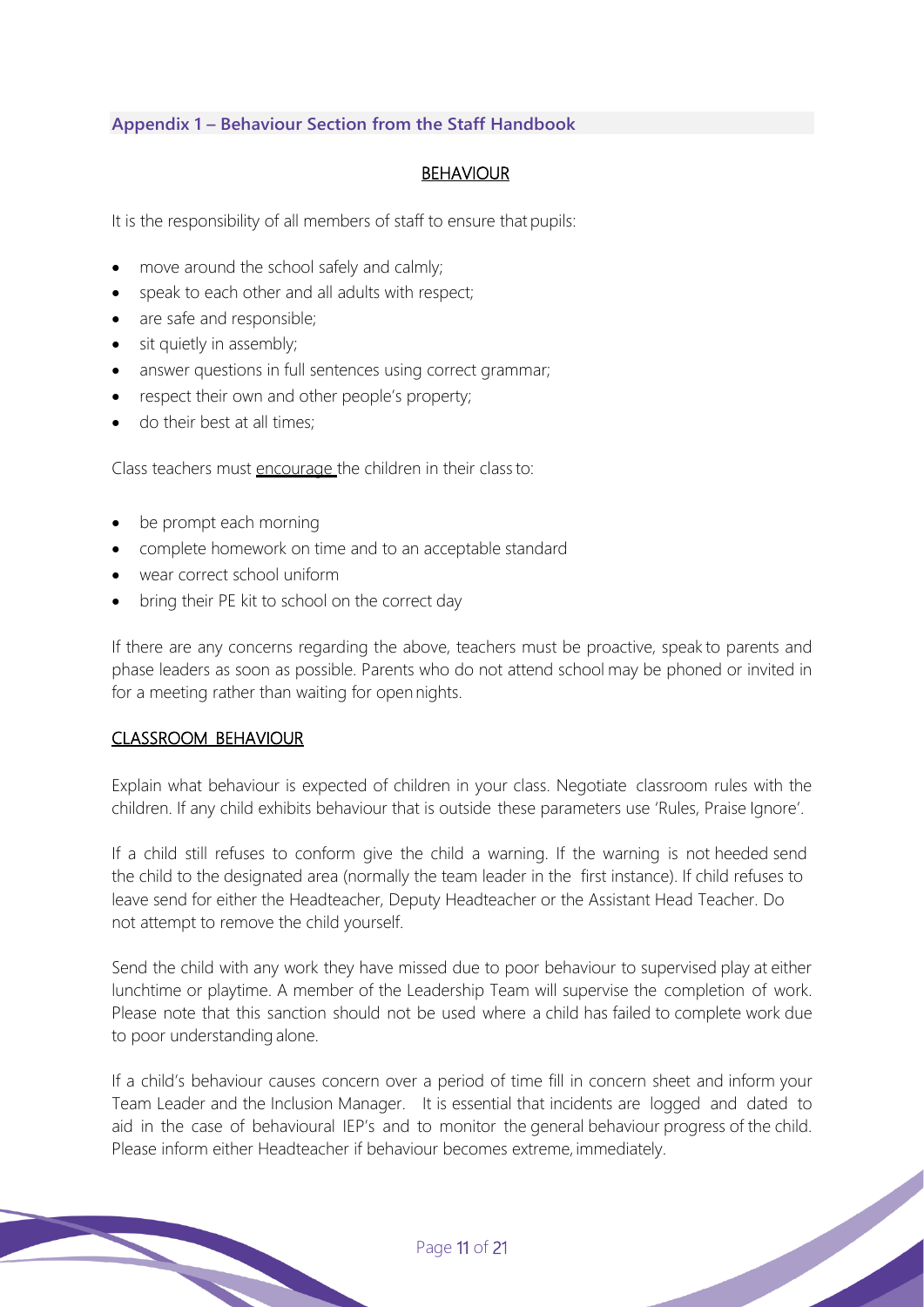## Appendix 1 – Behaviour Section from the Staff Handbook

### BEHAVIOUR

It is the responsibility of all members of staff to ensure that pupils:

- move around the school safely and calmly;
- speak to each other and all adults with respect;
- are safe and responsible;
- sit quietly in assembly;
- answer questions in full sentences using correct grammar;
- respect their own and other people's property;
- do their best at all times;

Class teachers must encourage the children in their class to:

- be prompt each morning
- complete homework on time and to an acceptable standard
- wear correct school uniform
- bring their PE kit to school on the correct day

If there are any concerns regarding the above, teachers must be proactive, speak to parents and phase leaders as soon as possible. Parents who do not attend school may be phoned or invited in for a meeting rather than waiting for open nights.

### CLASSROOM BEHAVIOUR

Explain what behaviour is expected of children in your class. Negotiate classroom rules with the children. If any child exhibits behaviour that is outside these parameters use 'Rules, Praise Ignore'.

If a child still refuses to conform give the child a warning. If the warning is not heeded send the child to the designated area (normally the team leader in the first instance). If child refuses to leave send for either the Headteacher, Deputy Headteacher or the Assistant Head Teacher. Do not attempt to remove the child yourself.

Send the child with any work they have missed due to poor behaviour to supervised play at either lunchtime or playtime. A member of the Leadership Team will supervise the completion of work. Please note that this sanction should not be used where a child has failed to complete work due to poor understanding alone.

If a child's behaviour causes concern over a period of time fill in concern sheet and inform your Team Leader and the Inclusion Manager. It is essential that incidents are logged and dated to aid in the case of behavioural IEP's and to monitor the general behaviour progress of the child. Please inform either Headteacher if behaviour becomes extreme, immediately.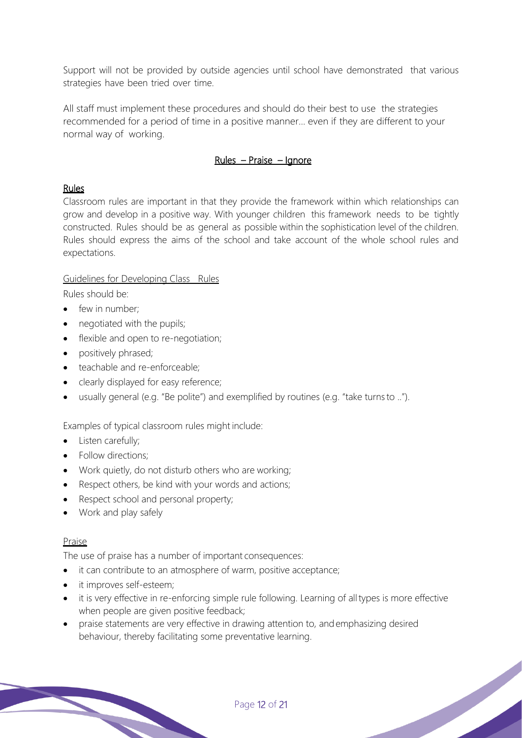Support will not be provided by outside agencies until school have demonstrated that various strategies have been tried over time.

All staff must implement these procedures and should do their best to use the strategies recommended for a period of time in a positive manner… even if they are different to your normal way of working.

## Rules – Praise – Ignore

### Rules

Classroom rules are important in that they provide the framework within which relationships can grow and develop in a positive way. With younger children this framework needs to be tightly constructed. Rules should be as general as possible within the sophistication level of the children. Rules should express the aims of the school and take account of the whole school rules and expectations.

#### Guidelines for Developing Class Rules

Rules should be:

- few in number;
- negotiated with the pupils;
- flexible and open to re-negotiation;
- positively phrased;
- teachable and re-enforceable;
- clearly displayed for easy reference;
- usually general (e.g. "Be polite") and exemplified by routines (e.g. "take turns to ..").

Examples of typical classroom rules might include:

- Listen carefully;
- Follow directions;
- Work quietly, do not disturb others who are working;
- Respect others, be kind with your words and actions;
- Respect school and personal property;
- Work and play safely

### Praise

The use of praise has a number of important consequences:

- it can contribute to an atmosphere of warm, positive acceptance;
- it improves self-esteem;
- it is very effective in re-enforcing simple rule following. Learning of all types is more effective when people are given positive feedback;
- praise statements are very effective in drawing attention to, and emphasizing desired behaviour, thereby facilitating some preventative learning.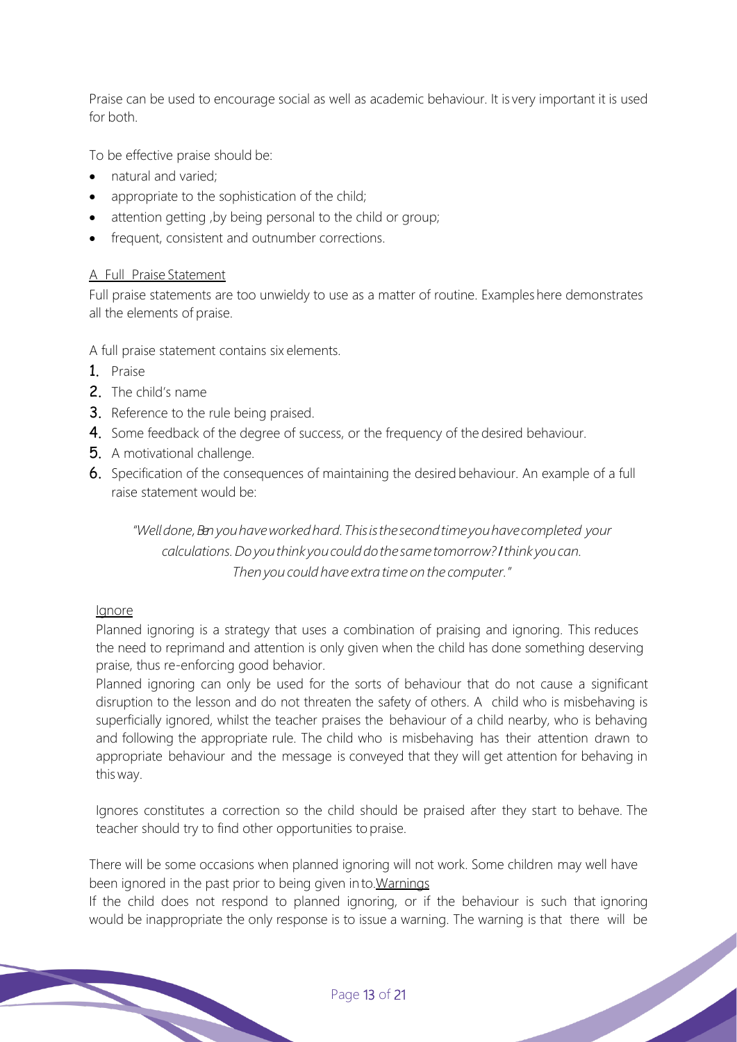Praise can be used to encourage social as well as academic behaviour. It is very important it is used for both.

To be effective praise should be:

- natural and varied;
- appropriate to the sophistication of the child;
- attention getting ,by being personal to the child or group;
- frequent, consistent and outnumber corrections.

A Full Praise Statement

Full praise statements are too unwieldy to use as a matter of routine. Examples here demonstrates all the elements of praise.

A full praise statement contains six elements.

1. Praise
2. The child's name
3. Reference to the rule being praised.
4. Some feedback of the degree of success, or the frequency of the desired behaviour.
5. A motivational challenge.
6. Specification of the consequences of maintaining the desired behaviour. An example of a full raise statement would be:

> *"Well done, Ben you have worked hard. This is the second time you have completed your calculations. Do you think you could do the same tomorrow? I think you can. Then you could have extra time on the computer."*

Ignore

Planned ignoring is a strategy that uses a combination of praising and ignoring. This reduces the need to reprimand and attention is only given when the child has done something deserving praise, thus re-enforcing good behavior.

Planned ignoring can only be used for the sorts of behaviour that do not cause a significant disruption to the lesson and do not threaten the safety of others. A child who is misbehaving is superficially ignored, whilst the teacher praises the behaviour of a child nearby, who is behaving and following the appropriate rule. The child who is misbehaving has their attention drawn to appropriate behaviour and the message is conveyed that they will get attention for behaving in this way.

Ignores constitutes a correction so the child should be praised after they start to behave. The teacher should try to find other opportunities to praise.

There will be some occasions when planned ignoring will not work. Some children may well have been ignored in the past prior to being given in to.

Warnings

If the child does not respond to planned ignoring, or if the behaviour is such that ignoring would be inappropriate the only response is to issue a warning. The warning is that there will be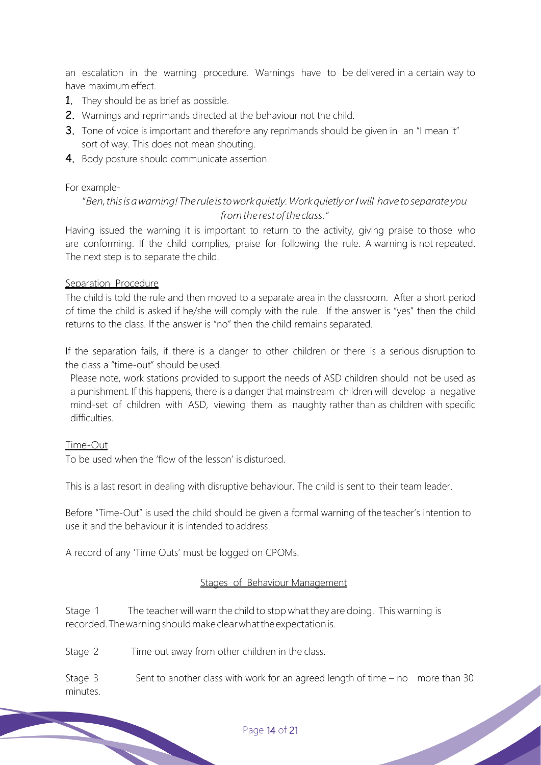an escalation in the warning procedure. Warnings have to be delivered in a certain way to have maximum effect.

1. They should be as brief as possible.
2. Warnings and reprimands directed at the behaviour not the child.
3. Tone of voice is important and therefore any reprimands should be given in an "I mean it" sort of way. This does not mean shouting.
4. Body posture should communicate assertion.

For example-

*"Ben, this is a warning! The rule is to work quietly. Work quietly or I will have to separate you from the rest of the class."*

Having issued the warning it is important to return to the activity, giving praise to those who are conforming. If the child complies, praise for following the rule. A warning is not repeated. The next step is to separate the child.

Separation Procedure

The child is told the rule and then moved to a separate area in the classroom. After a short period of time the child is asked if he/she will comply with the rule. If the answer is "yes" then the child returns to the class. If the answer is "no" then the child remains separated.

If the separation fails, if there is a danger to other children or there is a serious disruption to the class a "time-out" should be used.

Please note, work stations provided to support the needs of ASD children should not be used as a punishment. If this happens, there is a danger that mainstream children will develop a negative mind-set of children with ASD, viewing them as naughty rather than as children with specific difficulties.

Time-Out

To be used when the 'flow of the lesson' is disturbed.

This is a last resort in dealing with disruptive behaviour. The child is sent to their team leader.

Before "Time-Out" is used the child should be given a formal warning of the teacher's intention to use it and the behaviour it is intended to address.

A record of any 'Time Outs' must be logged on CPOMs.

Stages of Behaviour Management

Stage 1 The teacher will warn the child to stop what they are doing. This warning is recorded. The warning should make clear what the expectation is.

Stage 2 Time out away from other children in the class.

Stage 3 Sent to another class with work for an agreed length of time – no more than 30 minutes.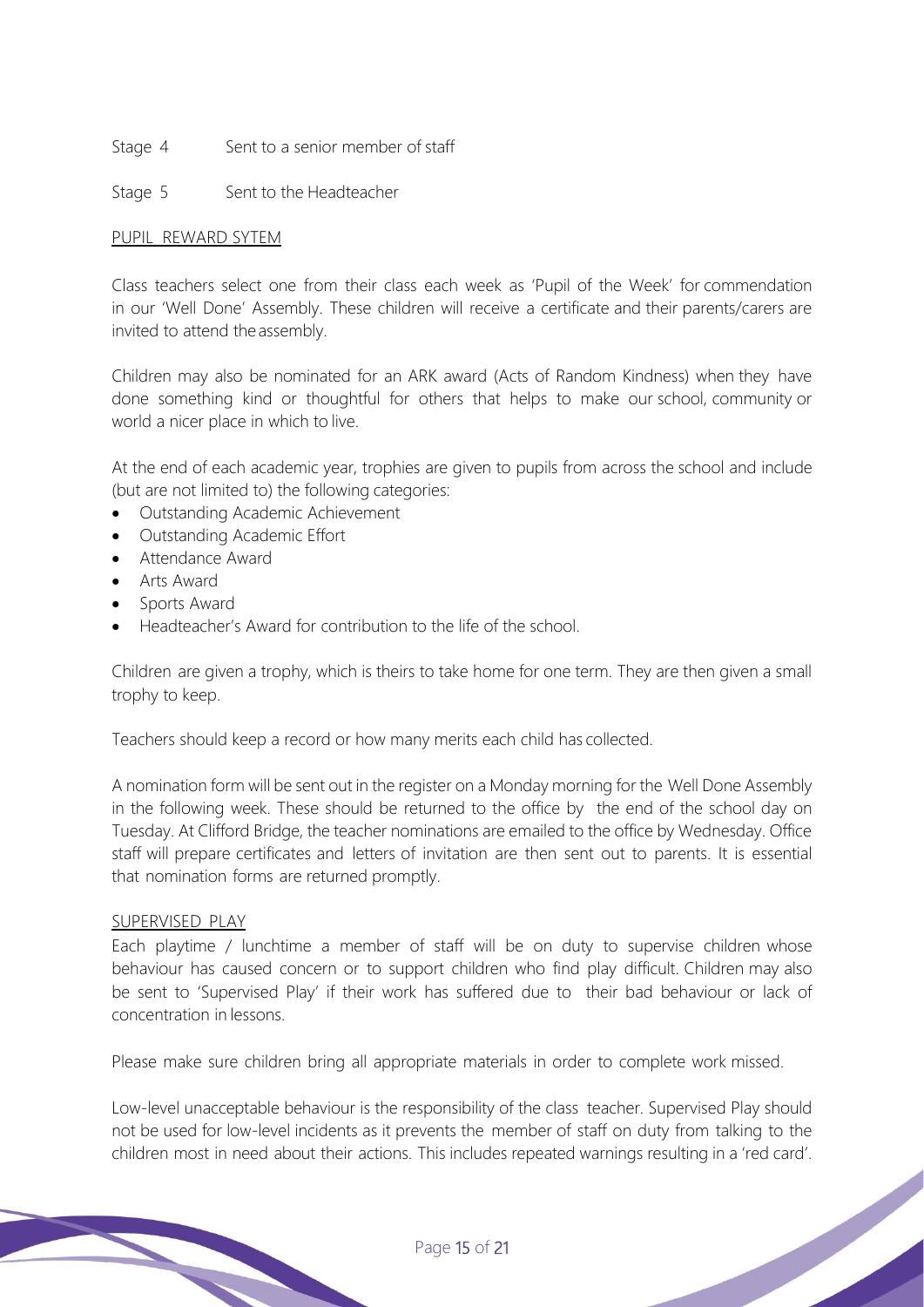Stage 4 Sent to a senior member of staff

Stage 5 Sent to the Headteacher

PUPIL REWARD SYTEM

Class teachers select one from their class each week as 'Pupil of the Week' for commendation in our 'Well Done' Assembly. These children will receive a certificate and their parents/carers are invited to attend the assembly.

Children may also be nominated for an ARK award (Acts of Random Kindness) when they have done something kind or thoughtful for others that helps to make our school, community or world a nicer place in which to live.

At the end of each academic year, trophies are given to pupils from across the school and include (but are not limited to) the following categories:

- Outstanding Academic Achievement
- Outstanding Academic Effort
- Attendance Award
- Arts Award
- Sports Award
- Headteacher's Award for contribution to the life of the school.

Children are given a trophy, which is theirs to take home for one term. They are then given a small trophy to keep.

Teachers should keep a record or how many merits each child has collected.

A nomination form will be sent out in the register on a Monday morning for the Well Done Assembly in the following week. These should be returned to the office by the end of the school day on Tuesday. At Clifford Bridge, the teacher nominations are emailed to the office by Wednesday. Office staff will prepare certificates and letters of invitation are then sent out to parents. It is essential that nomination forms are returned promptly.

SUPERVISED PLAY

Each playtime / lunchtime a member of staff will be on duty to supervise children whose behaviour has caused concern or to support children who find play difficult. Children may also be sent to 'Supervised Play' if their work has suffered due to their bad behaviour or lack of concentration in lessons.

Please make sure children bring all appropriate materials in order to complete work missed.

Low-level unacceptable behaviour is the responsibility of the class teacher. Supervised Play should not be used for low-level incidents as it prevents the member of staff on duty from talking to the children most in need about their actions. This includes repeated warnings resulting in a 'red card'.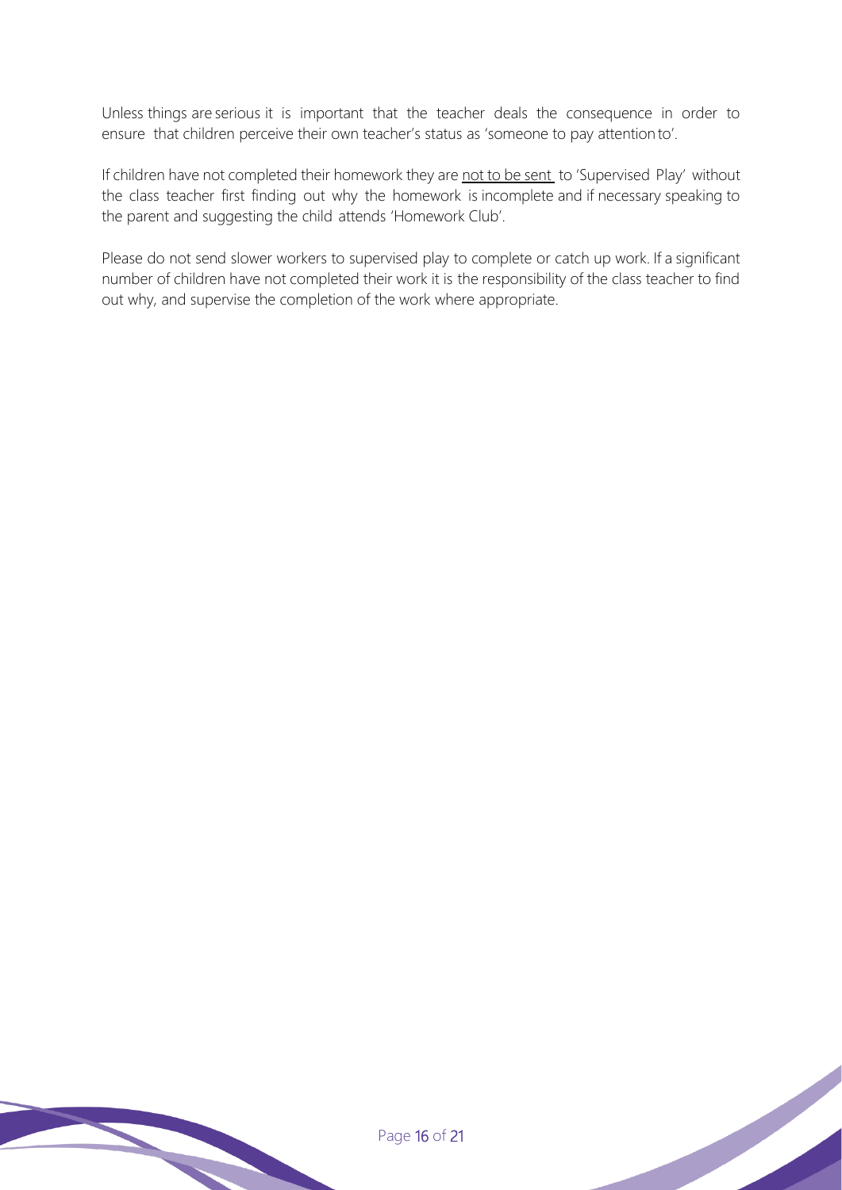Unless things are serious it is important that the teacher deals the consequence in order to ensure that children perceive their own teacher's status as 'someone to pay attention to'.

If children have not completed their homework they are <u>not to be sent</u> to 'Supervised Play' without the class teacher first finding out why the homework is incomplete and if necessary speaking to the parent and suggesting the child attends 'Homework Club'.

Please do not send slower workers to supervised play to complete or catch up work. If a significant number of children have not completed their work it is the responsibility of the class teacher to find out why, and supervise the completion of the work where appropriate.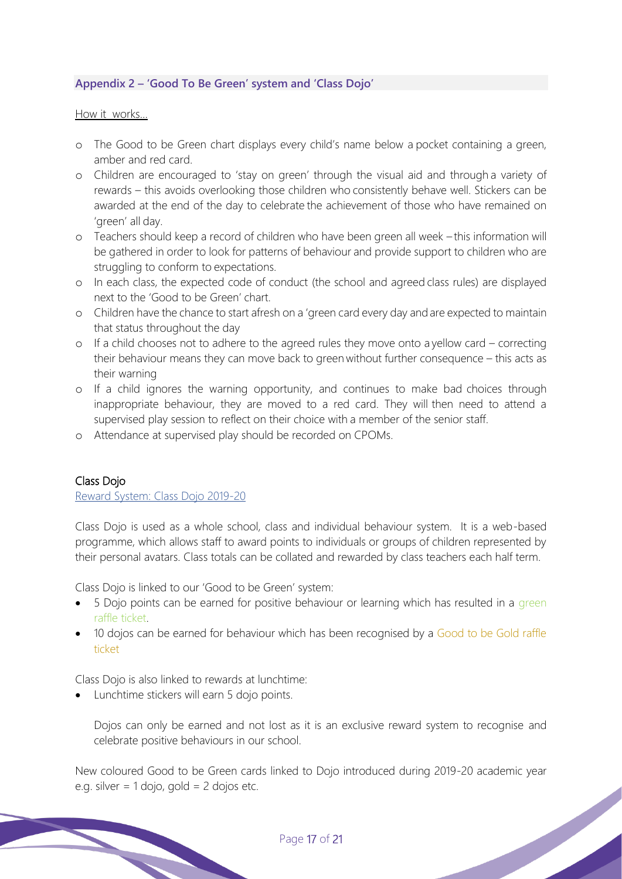## Appendix 2 – 'Good To Be Green' system and 'Class Dojo'

How it works...

- The Good to be Green chart displays every child's name below a pocket containing a green, amber and red card.
- Children are encouraged to 'stay on green' through the visual aid and through a variety of rewards – this avoids overlooking those children who consistently behave well. Stickers can be awarded at the end of the day to celebrate the achievement of those who have remained on 'green' all day.
- Teachers should keep a record of children who have been green all week – this information will be gathered in order to look for patterns of behaviour and provide support to children who are struggling to conform to expectations.
- In each class, the expected code of conduct (the school and agreed class rules) are displayed next to the 'Good to be Green' chart.
- Children have the chance to start afresh on a 'green card every day and are expected to maintain that status throughout the day
- If a child chooses not to adhere to the agreed rules they move onto a yellow card – correcting their behaviour means they can move back to green without further consequence – this acts as their warning
- If a child ignores the warning opportunity, and continues to make bad choices through inappropriate behaviour, they are moved to a red card. They will then need to attend a supervised play session to reflect on their choice with a member of the senior staff.
- Attendance at supervised play should be recorded on CPOMs.

### Class Dojo

Reward System: Class Dojo 2019-20

Class Dojo is used as a whole school, class and individual behaviour system. It is a web-based programme, which allows staff to award points to individuals or groups of children represented by their personal avatars. Class totals can be collated and rewarded by class teachers each half term.

Class Dojo is linked to our 'Good to be Green' system:

- 5 Dojo points can be earned for positive behaviour or learning which has resulted in a green raffle ticket.
- 10 dojos can be earned for behaviour which has been recognised by a Good to be Gold raffle ticket

Class Dojo is also linked to rewards at lunchtime:

- Lunchtime stickers will earn 5 dojo points.

  Dojos can only be earned and not lost as it is an exclusive reward system to recognise and celebrate positive behaviours in our school.

New coloured Good to be Green cards linked to Dojo introduced during 2019-20 academic year e.g. silver = 1 dojo, gold = 2 dojos etc.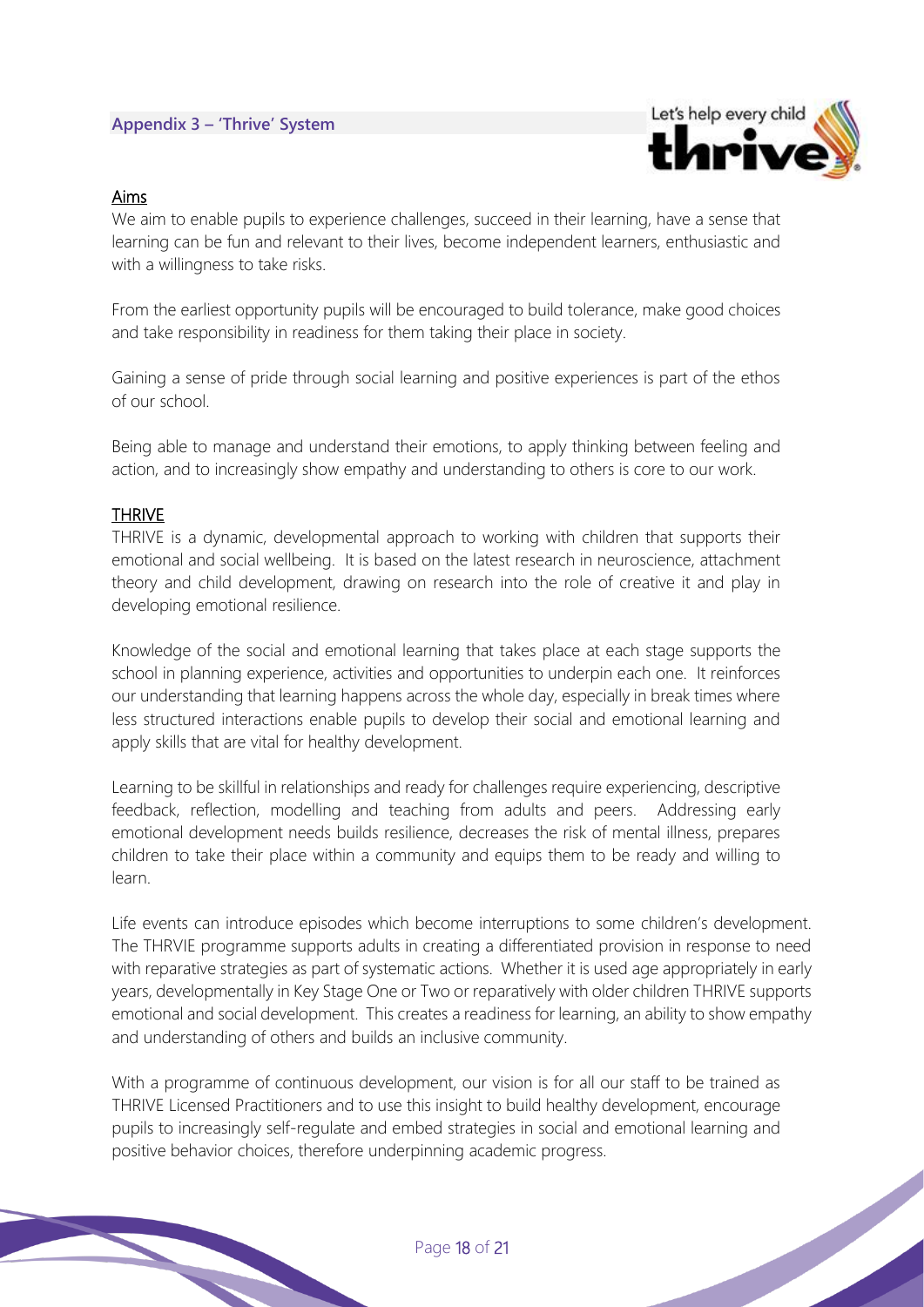## Appendix 3 – 'Thrive' System

Let's help every child thrive

### Aims

We aim to enable pupils to experience challenges, succeed in their learning, have a sense that learning can be fun and relevant to their lives, become independent learners, enthusiastic and with a willingness to take risks.

From the earliest opportunity pupils will be encouraged to build tolerance, make good choices and take responsibility in readiness for them taking their place in society.

Gaining a sense of pride through social learning and positive experiences is part of the ethos of our school.

Being able to manage and understand their emotions, to apply thinking between feeling and action, and to increasingly show empathy and understanding to others is core to our work.

### THRIVE

THRIVE is a dynamic, developmental approach to working with children that supports their emotional and social wellbeing. It is based on the latest research in neuroscience, attachment theory and child development, drawing on research into the role of creative it and play in developing emotional resilience.

Knowledge of the social and emotional learning that takes place at each stage supports the school in planning experience, activities and opportunities to underpin each one. It reinforces our understanding that learning happens across the whole day, especially in break times where less structured interactions enable pupils to develop their social and emotional learning and apply skills that are vital for healthy development.

Learning to be skillful in relationships and ready for challenges require experiencing, descriptive feedback, reflection, modelling and teaching from adults and peers. Addressing early emotional development needs builds resilience, decreases the risk of mental illness, prepares children to take their place within a community and equips them to be ready and willing to learn.

Life events can introduce episodes which become interruptions to some children's development. The THRVIE programme supports adults in creating a differentiated provision in response to need with reparative strategies as part of systematic actions. Whether it is used age appropriately in early years, developmentally in Key Stage One or Two or reparatively with older children THRIVE supports emotional and social development. This creates a readiness for learning, an ability to show empathy and understanding of others and builds an inclusive community.

With a programme of continuous development, our vision is for all our staff to be trained as THRIVE Licensed Practitioners and to use this insight to build healthy development, encourage pupils to increasingly self-regulate and embed strategies in social and emotional learning and positive behavior choices, therefore underpinning academic progress.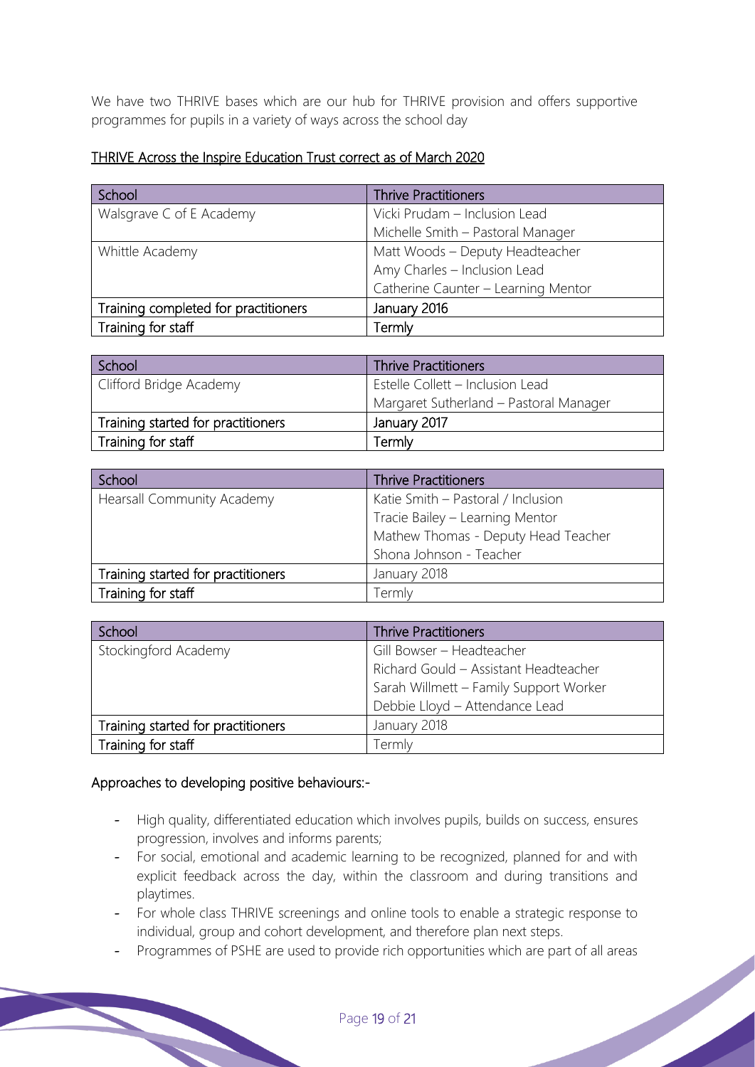We have two THRIVE bases which are our hub for THRIVE provision and offers supportive programmes for pupils in a variety of ways across the school day

<u>THRIVE Across the Inspire Education Trust correct as of March 2020</u>

| School | Thrive Practitioners |
| --- | --- |
| Walsgrave C of E Academy | Vicki Prudam – Inclusion Lead<br>Michelle Smith – Pastoral Manager |
| Whittle Academy | Matt Woods – Deputy Headteacher<br>Amy Charles – Inclusion Lead<br>Catherine Caunter – Learning Mentor |
| Training completed for practitioners | January 2016 |
| Training for staff | Termly |

| School | Thrive Practitioners |
| --- | --- |
| Clifford Bridge Academy | Estelle Collett – Inclusion Lead<br>Margaret Sutherland – Pastoral Manager |
| Training started for practitioners | January 2017 |
| Training for staff | Termly |

| School | Thrive Practitioners |
| --- | --- |
| Hearsall Community Academy | Katie Smith – Pastoral / Inclusion<br>Tracie Bailey – Learning Mentor<br>Mathew Thomas - Deputy Head Teacher<br>Shona Johnson - Teacher |
| Training started for practitioners | January 2018 |
| Training for staff | Termly |

| School | Thrive Practitioners |
| --- | --- |
| Stockingford Academy | Gill Bowser – Headteacher<br>Richard Gould – Assistant Headteacher<br>Sarah Willmett – Family Support Worker<br>Debbie Lloyd – Attendance Lead |
| Training started for practitioners | January 2018 |
| Training for staff | Termly |

Approaches to developing positive behaviours:-

- High quality, differentiated education which involves pupils, builds on success, ensures progression, involves and informs parents;
- For social, emotional and academic learning to be recognized, planned for and with explicit feedback across the day, within the classroom and during transitions and playtimes.
- For whole class THRIVE screenings and online tools to enable a strategic response to individual, group and cohort development, and therefore plan next steps.
- Programmes of PSHE are used to provide rich opportunities which are part of all areas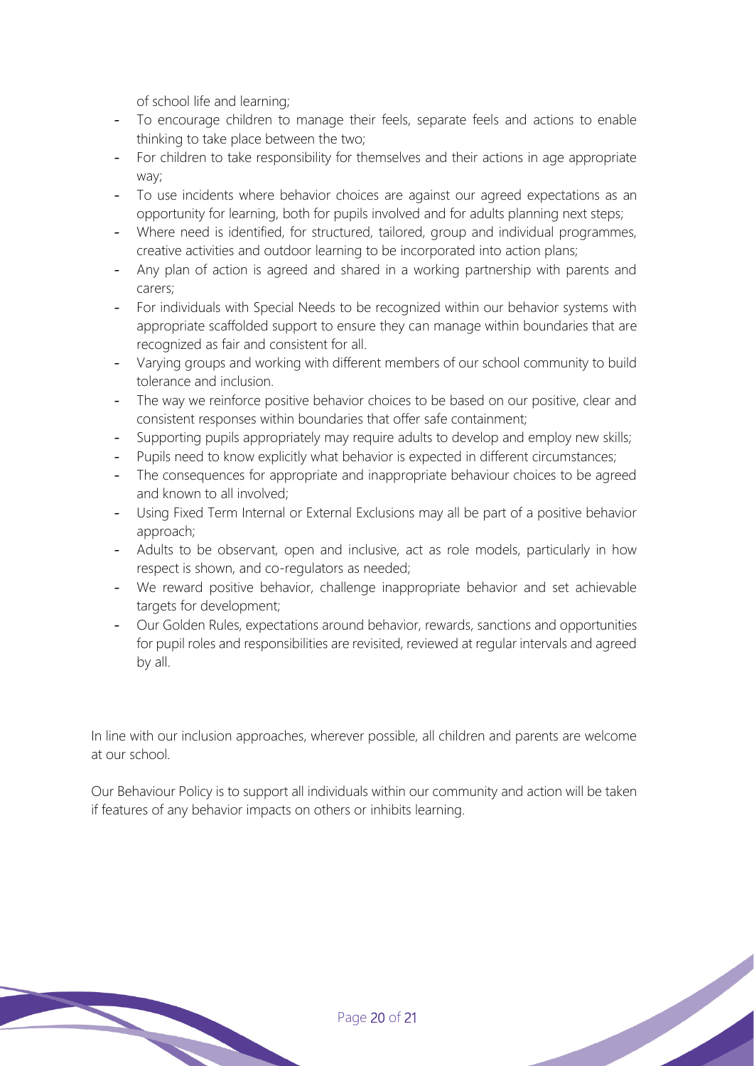of school life and learning;

- To encourage children to manage their feels, separate feels and actions to enable thinking to take place between the two;
- For children to take responsibility for themselves and their actions in age appropriate way;
- To use incidents where behavior choices are against our agreed expectations as an opportunity for learning, both for pupils involved and for adults planning next steps;
- Where need is identified, for structured, tailored, group and individual programmes, creative activities and outdoor learning to be incorporated into action plans;
- Any plan of action is agreed and shared in a working partnership with parents and carers;
- For individuals with Special Needs to be recognized within our behavior systems with appropriate scaffolded support to ensure they can manage within boundaries that are recognized as fair and consistent for all.
- Varying groups and working with different members of our school community to build tolerance and inclusion.
- The way we reinforce positive behavior choices to be based on our positive, clear and consistent responses within boundaries that offer safe containment;
- Supporting pupils appropriately may require adults to develop and employ new skills;
- Pupils need to know explicitly what behavior is expected in different circumstances;
- The consequences for appropriate and inappropriate behaviour choices to be agreed and known to all involved;
- Using Fixed Term Internal or External Exclusions may all be part of a positive behavior approach;
- Adults to be observant, open and inclusive, act as role models, particularly in how respect is shown, and co-regulators as needed;
- We reward positive behavior, challenge inappropriate behavior and set achievable targets for development;
- Our Golden Rules, expectations around behavior, rewards, sanctions and opportunities for pupil roles and responsibilities are revisited, reviewed at regular intervals and agreed by all.

In line with our inclusion approaches, wherever possible, all children and parents are welcome at our school.

Our Behaviour Policy is to support all individuals within our community and action will be taken if features of any behavior impacts on others or inhibits learning.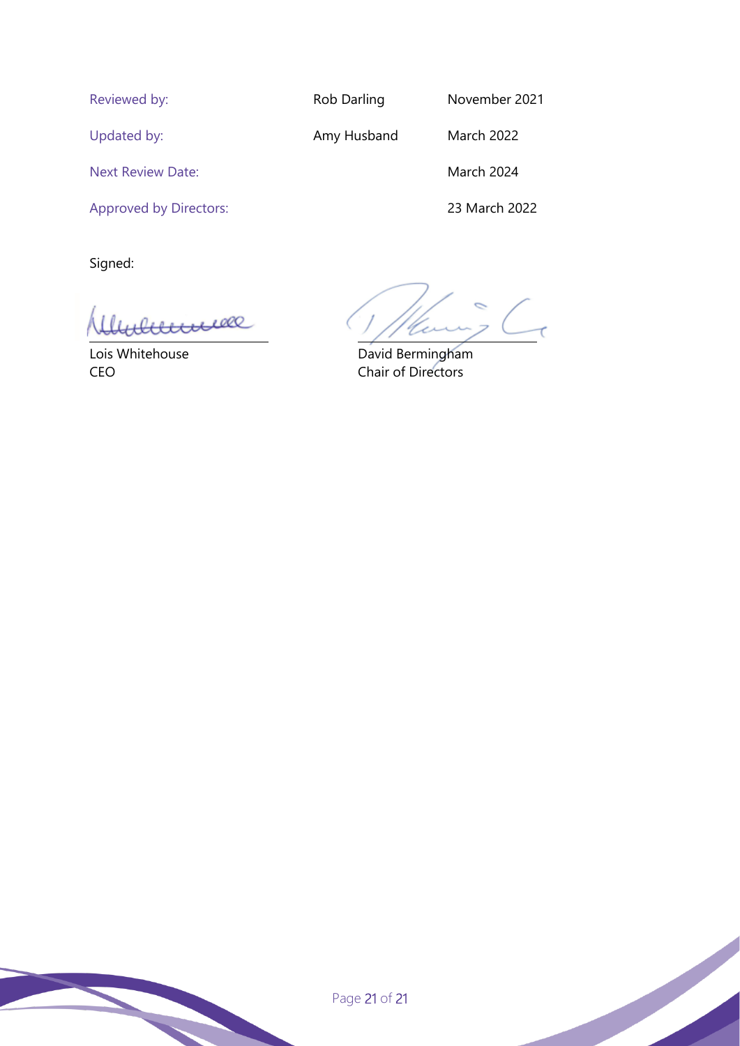| | | |
|---|---|---|
| Reviewed by: | Rob Darling | November 2021 |
| Updated by: | Amy Husband | March 2022 |
| Next Review Date: | | March 2024 |
| Approved by Directors: | | 23 March 2022 |

Signed:

Lois Whitehouse
CEO

David Bermingham
Chair of Directors